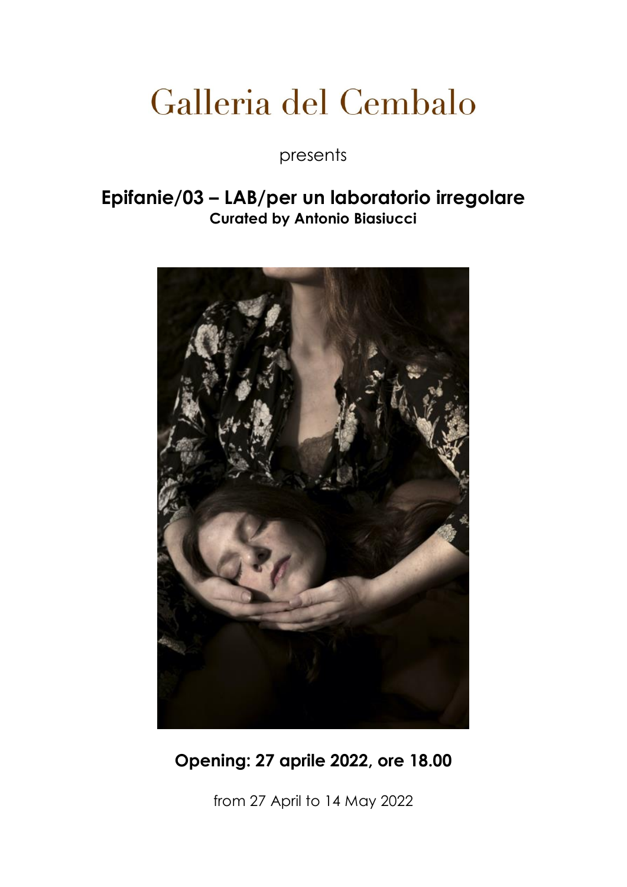# Galleria del Cembalo

presents

## Epifanie/03 – LAB/per un laboratorio irregolare

**Curated by Antonio Biasiucci**

**Opening: 27 aprile 2022, ore 18.00**

from 27 April to 14 May 2022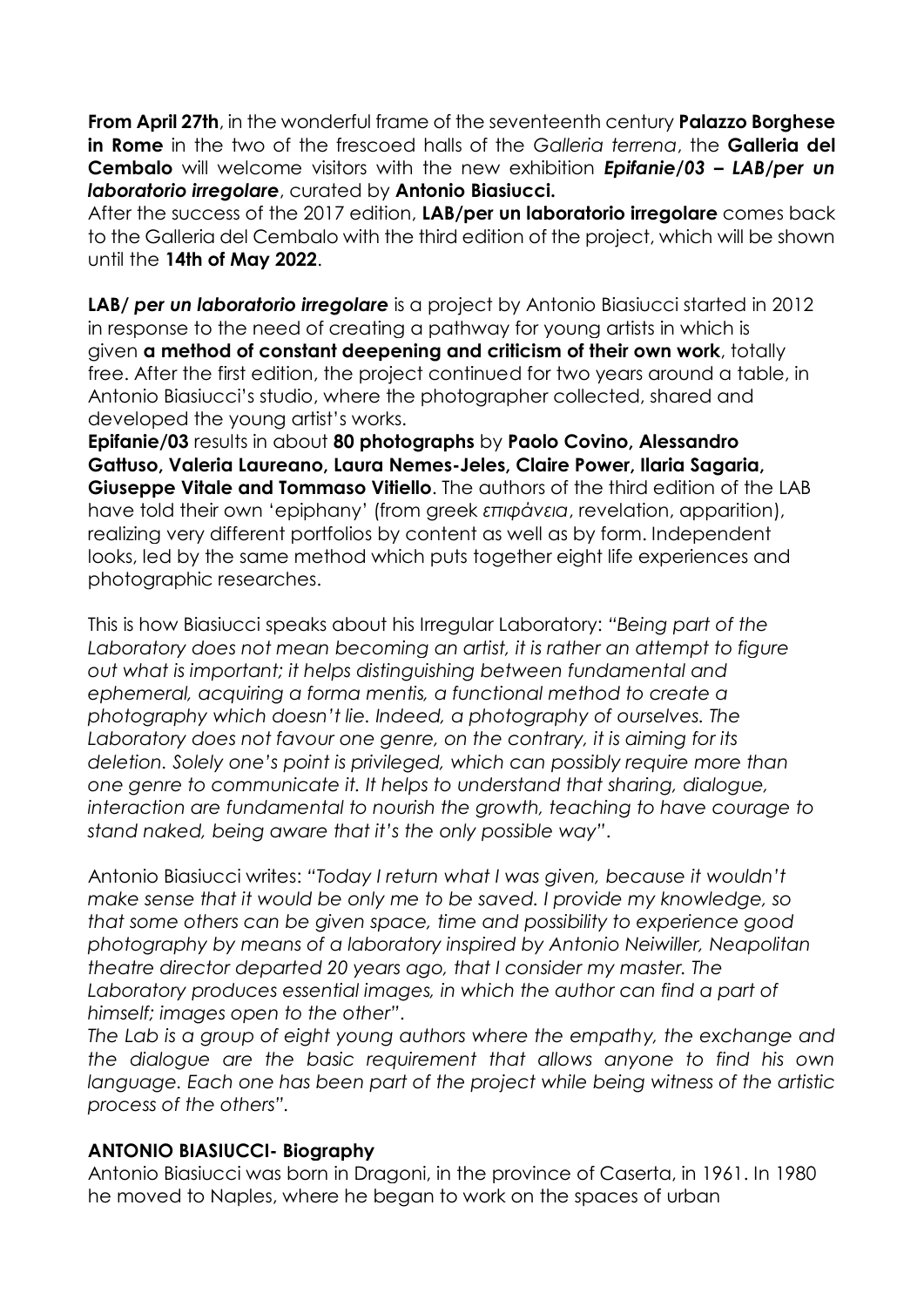**From April 27th**, in the wonderful frame of the seventeenth century **Palazzo Borghese in Rome** in the two of the frescoed halls of the *Galleria terrena*, the **Galleria del Cembalo** will welcome visitors with the new exhibition ***Epifanie/03 – LAB/per un laboratorio irregolare***, curated by **Antonio Biasiucci.**

After the success of the 2017 edition, **LAB/per un laboratorio irregolare** comes back to the Galleria del Cembalo with the third edition of the project, which will be shown until the **14th of May 2022**.

**LAB/ *per un laboratorio irregolare*** is a project by Antonio Biasiucci started in 2012 in response to the need of creating a pathway for young artists in which is given **a method of constant deepening and criticism of their own work**, totally free. After the first edition, the project continued for two years around a table, in Antonio Biasiucci's studio, where the photographer collected, shared and developed the young artist's works.

**Epifanie/03** results in about **80 photographs** by **Paolo Covino, Alessandro Gattuso, Valeria Laureano, Laura Nemes-Jeles, Claire Power, Ilaria Sagaria, Giuseppe Vitale and Tommaso Vitiello**. The authors of the third edition of the LAB have told their own 'epiphany' (from greek *επιφάνεια*, revelation, apparition), realizing very different portfolios by content as well as by form. Independent looks, led by the same method which puts together eight life experiences and photographic researches.

This is how Biasiucci speaks about his Irregular Laboratory: "*Being part of the Laboratory does not mean becoming an artist, it is rather an attempt to figure out what is important; it helps distinguishing between fundamental and ephemeral, acquiring a forma mentis, a functional method to create a photography which doesn't lie. Indeed, a photography of ourselves. The Laboratory does not favour one genre, on the contrary, it is aiming for its deletion. Solely one's point is privileged, which can possibly require more than one genre to communicate it. It helps to understand that sharing, dialogue, interaction are fundamental to nourish the growth, teaching to have courage to stand naked, being aware that it's the only possible way*".

Antonio Biasiucci writes: "*Today I return what I was given, because it wouldn't make sense that it would be only me to be saved. I provide my knowledge, so that some others can be given space, time and possibility to experience good photography by means of a laboratory inspired by Antonio Neiwiller, Neapolitan theatre director departed 20 years ago, that I consider my master. The Laboratory produces essential images, in which the author can find a part of himself; images open to the other*".

*The Lab is a group of eight young authors where the empathy, the exchange and the dialogue are the basic requirement that allows anyone to find his own language. Each one has been part of the project while being witness of the artistic process of the others".*

**ANTONIO BIASIUCCI- Biography**

Antonio Biasiucci was born in Dragoni, in the province of Caserta, in 1961. In 1980 he moved to Naples, where he began to work on the spaces of urban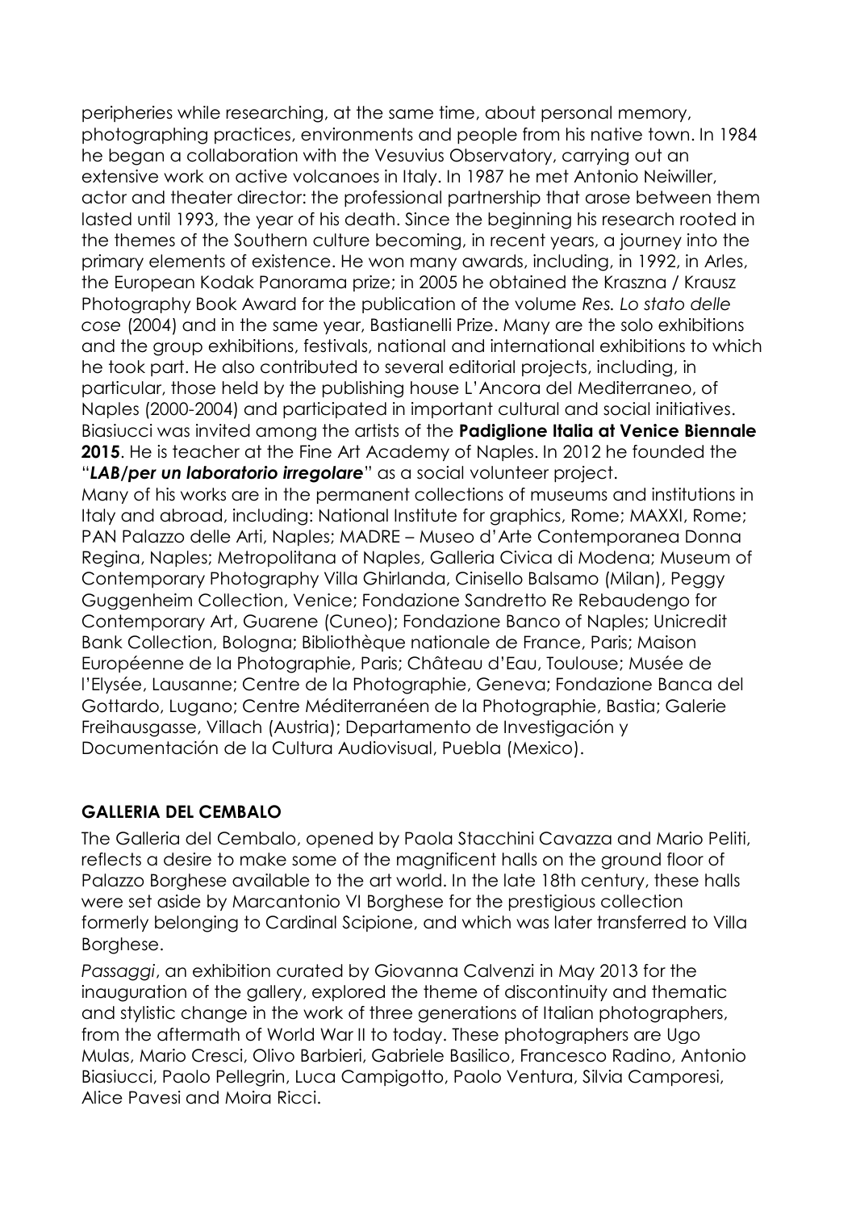peripheries while researching, at the same time, about personal memory, photographing practices, environments and people from his native town. In 1984 he began a collaboration with the Vesuvius Observatory, carrying out an extensive work on active volcanoes in Italy. In 1987 he met Antonio Neiwiller, actor and theater director: the professional partnership that arose between them lasted until 1993, the year of his death. Since the beginning his research rooted in the themes of the Southern culture becoming, in recent years, a journey into the primary elements of existence. He won many awards, including, in 1992, in Arles, the European Kodak Panorama prize; in 2005 he obtained the Kraszna / Krausz Photography Book Award for the publication of the volume *Res. Lo stato delle cose* (2004) and in the same year, Bastianelli Prize. Many are the solo exhibitions and the group exhibitions, festivals, national and international exhibitions to which he took part. He also contributed to several editorial projects, including, in particular, those held by the publishing house L'Ancora del Mediterraneo, of Naples (2000-2004) and participated in important cultural and social initiatives. Biasiucci was invited among the artists of the **Padiglione Italia at Venice Biennale 2015**. He is teacher at the Fine Art Academy of Naples. In 2012 he founded the "***LAB/per un laboratorio irregolare***" as a social volunteer project.
Many of his works are in the permanent collections of museums and institutions in Italy and abroad, including: National Institute for graphics, Rome; MAXXI, Rome; PAN Palazzo delle Arti, Naples; MADRE – Museo d'Arte Contemporanea Donna Regina, Naples; Metropolitana of Naples, Galleria Civica di Modena; Museum of Contemporary Photography Villa Ghirlanda, Cinisello Balsamo (Milan), Peggy Guggenheim Collection, Venice; Fondazione Sandretto Re Rebaudengo for Contemporary Art, Guarene (Cuneo); Fondazione Banco of Naples; Unicredit Bank Collection, Bologna; Bibliothèque nationale de France, Paris; Maison Européenne de la Photographie, Paris; Château d'Eau, Toulouse; Musée de l'Elysée, Lausanne; Centre de la Photographie, Geneva; Fondazione Banca del Gottardo, Lugano; Centre Méditerranéen de la Photographie, Bastia; Galerie Freihausgasse, Villach (Austria); Departamento de Investigación y Documentación de la Cultura Audiovisual, Puebla (Mexico).

## GALLERIA DEL CEMBALO

The Galleria del Cembalo, opened by Paola Stacchini Cavazza and Mario Peliti, reflects a desire to make some of the magnificent halls on the ground floor of Palazzo Borghese available to the art world. In the late 18th century, these halls were set aside by Marcantonio VI Borghese for the prestigious collection formerly belonging to Cardinal Scipione, and which was later transferred to Villa Borghese.

*Passaggi*, an exhibition curated by Giovanna Calvenzi in May 2013 for the inauguration of the gallery, explored the theme of discontinuity and thematic and stylistic change in the work of three generations of Italian photographers, from the aftermath of World War II to today. These photographers are Ugo Mulas, Mario Cresci, Olivo Barbieri, Gabriele Basilico, Francesco Radino, Antonio Biasiucci, Paolo Pellegrin, Luca Campigotto, Paolo Ventura, Silvia Camporesi, Alice Pavesi and Moira Ricci.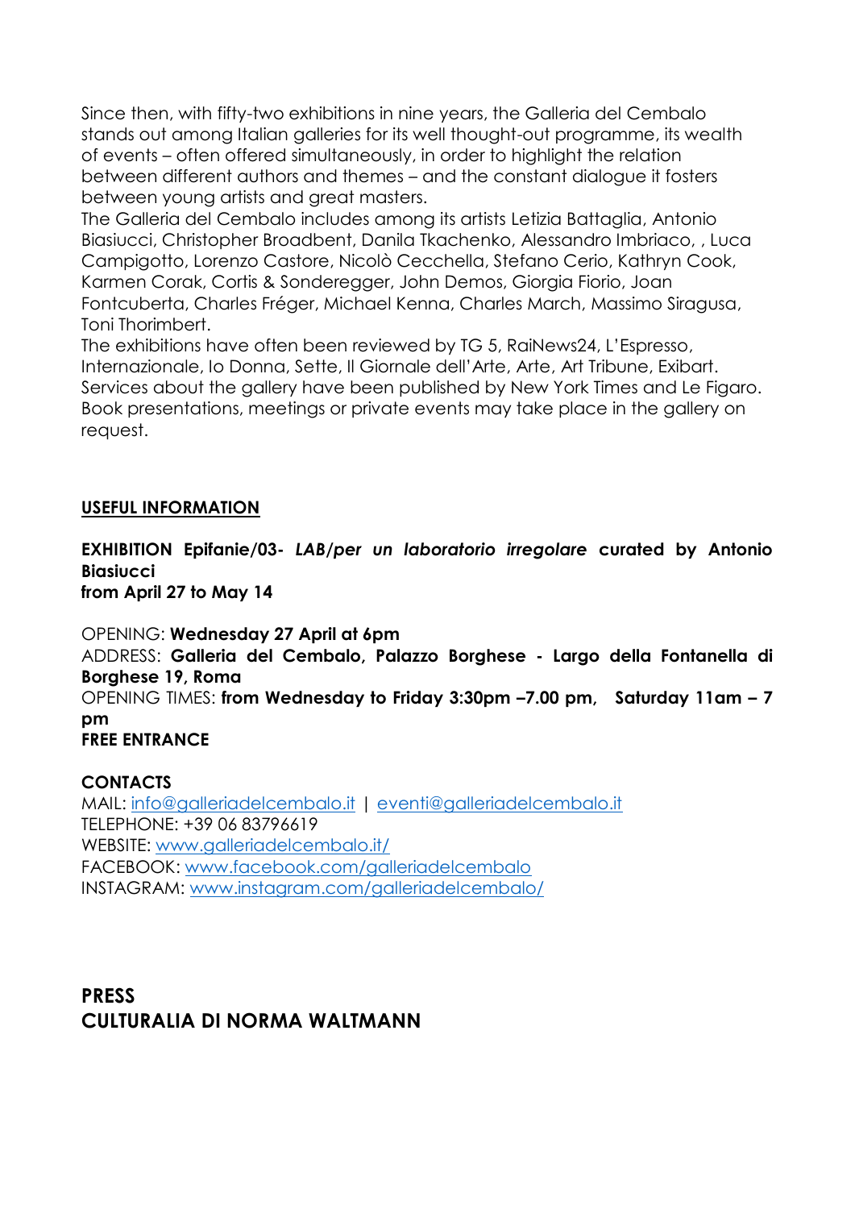Since then, with fifty-two exhibitions in nine years, the Galleria del Cembalo stands out among Italian galleries for its well thought-out programme, its wealth of events – often offered simultaneously, in order to highlight the relation between different authors and themes – and the constant dialogue it fosters between young artists and great masters.
The Galleria del Cembalo includes among its artists Letizia Battaglia, Antonio Biasiucci, Christopher Broadbent, Danila Tkachenko, Alessandro Imbriaco, , Luca Campigotto, Lorenzo Castore, Nicolò Cecchella, Stefano Cerio, Kathryn Cook, Karmen Corak, Cortis & Sonderegger, John Demos, Giorgia Fiorio, Joan Fontcuberta, Charles Fréger, Michael Kenna, Charles March, Massimo Siragusa, Toni Thorimbert.
The exhibitions have often been reviewed by TG 5, RaiNews24, L'Espresso, Internazionale, Io Donna, Sette, Il Giornale dell'Arte, Arte, Art Tribune, Exibart. Services about the gallery have been published by New York Times and Le Figaro. Book presentations, meetings or private events may take place in the gallery on request.

## USEFUL INFORMATION

**EXHIBITION Epifanie/03- *LAB/per un laboratorio irregolare* curated by Antonio Biasiucci**
**from April 27 to May 14**

OPENING: **Wednesday 27 April at 6pm**
ADDRESS: **Galleria del Cembalo, Palazzo Borghese - Largo della Fontanella di Borghese 19, Roma**
OPENING TIMES: **from Wednesday to Friday 3:30pm –7.00 pm, Saturday 11am – 7 pm**
**FREE ENTRANCE**

**CONTACTS**
MAIL: info@galleriadelcembalo.it | eventi@galleriadelcembalo.it
TELEPHONE: +39 06 83796619
WEBSITE: www.galleriadelcembalo.it/
FACEBOOK: www.facebook.com/galleriadelcembalo
INSTAGRAM: www.instagram.com/galleriadelcembalo/

## PRESS
## CULTURALIA DI NORMA WALTMANN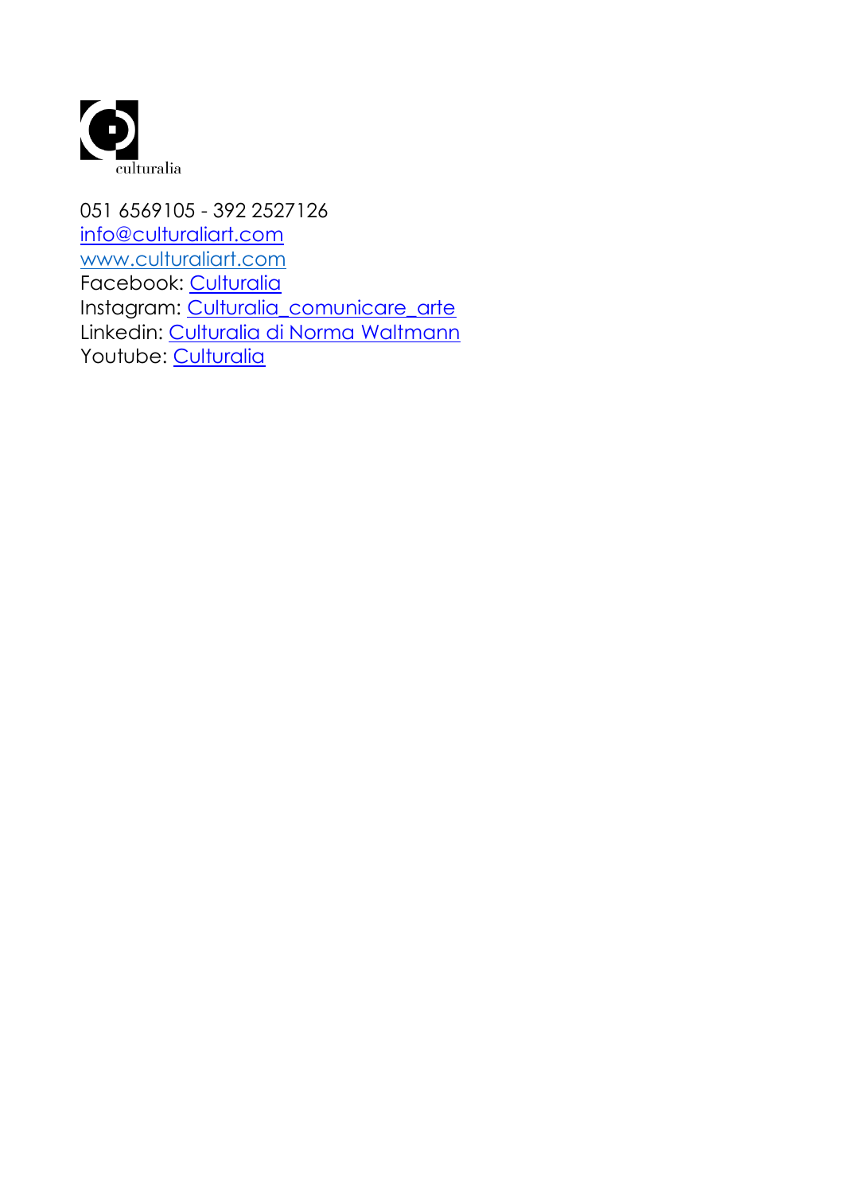culturalia

051 6569105 - 392 2527126
info@culturaliart.com
www.culturaliart.com
Facebook: Culturalia
Instagram: Culturalia_comunicare_arte
Linkedin: Culturalia di Norma Waltmann
Youtube: Culturalia